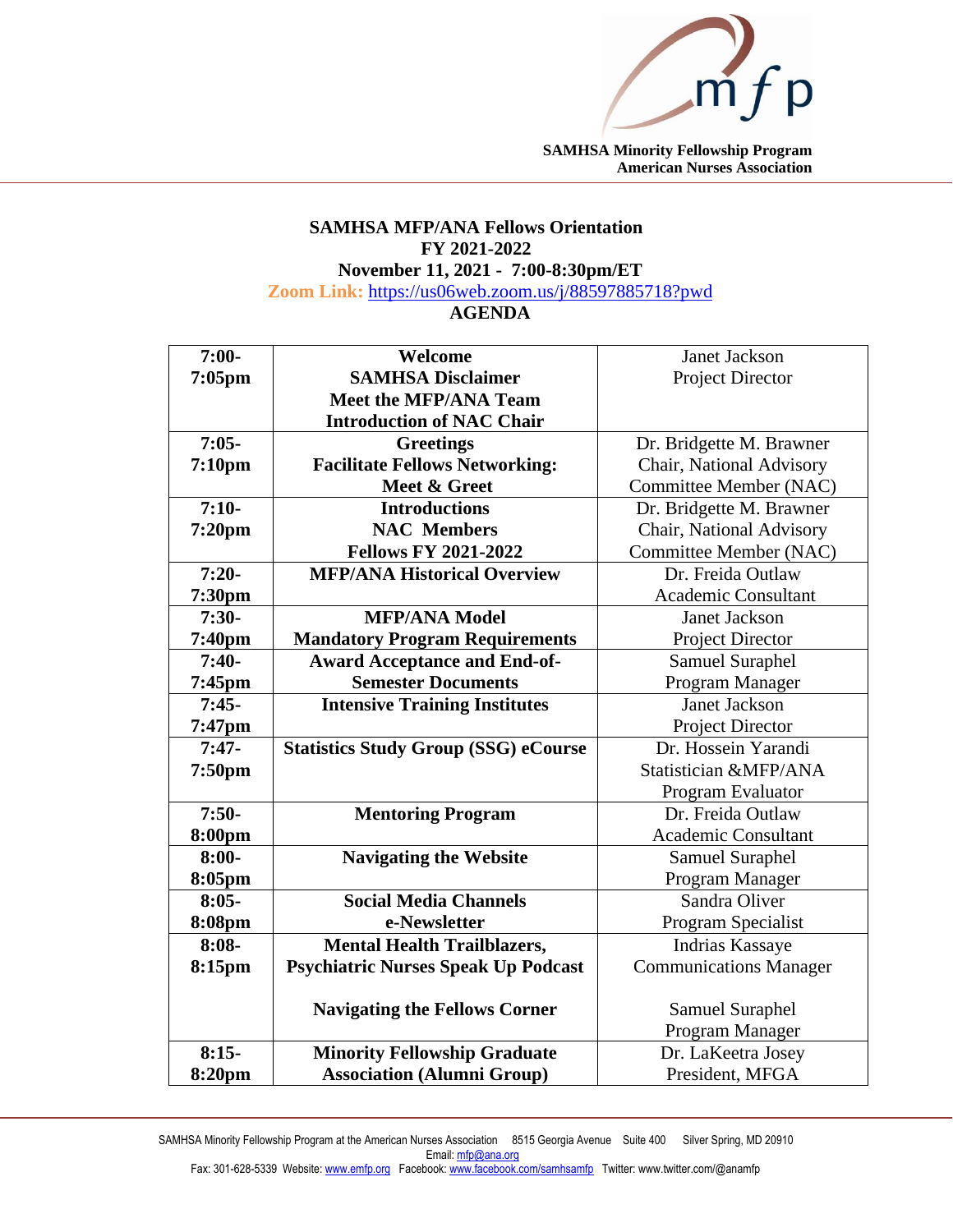SAMHSA Minority Fellowship Program
American Nurses Association

# SAMHSA MFP/ANA Fellows Orientation
## FY 2021-2022
## November 11, 2021 - 7:00-8:30pm/ET

**Zoom Link:** https://us06web.zoom.us/j/88597885718?pwd

## AGENDA

| Time | Topic | Presenter |
|---|---|---|
| **7:00-7:05pm** | **Welcome**<br>**SAMHSA Disclaimer**<br>**Meet the MFP/ANA Team**<br>**Introduction of NAC Chair** | Janet Jackson<br>Project Director |
| **7:05-7:10pm** | **Greetings**<br>**Facilitate Fellows Networking: Meet & Greet** | Dr. Bridgette M. Brawner<br>Chair, National Advisory Committee Member (NAC) |
| **7:10-7:20pm** | **Introductions**<br>**NAC Members**<br>**Fellows FY 2021-2022** | Dr. Bridgette M. Brawner<br>Chair, National Advisory Committee Member (NAC) |
| **7:20-7:30pm** | **MFP/ANA Historical Overview** | Dr. Freida Outlaw<br>Academic Consultant |
| **7:30-7:40pm** | **MFP/ANA Model**<br>**Mandatory Program Requirements** | Janet Jackson<br>Project Director |
| **7:40-7:45pm** | **Award Acceptance and End-of-Semester Documents** | Samuel Suraphel<br>Program Manager |
| **7:45-7:47pm** | **Intensive Training Institutes** | Janet Jackson<br>Project Director |
| **7:47-7:50pm** | **Statistics Study Group (SSG) eCourse** | Dr. Hossein Yarandi<br>Statistician &MFP/ANA Program Evaluator |
| **7:50-8:00pm** | **Mentoring Program** | Dr. Freida Outlaw<br>Academic Consultant |
| **8:00-8:05pm** | **Navigating the Website** | Samuel Suraphel<br>Program Manager |
| **8:05-8:08pm** | **Social Media Channels**<br>**e-Newsletter** | Sandra Oliver<br>Program Specialist |
| **8:08-8:15pm** | **Mental Health Trailblazers, Psychiatric Nurses Speak Up Podcast**<br><br>**Navigating the Fellows Corner** | Indrias Kassaye<br>Communications Manager<br><br>Samuel Suraphel<br>Program Manager |
| **8:15-8:20pm** | **Minority Fellowship Graduate Association (Alumni Group)** | Dr. LaKeetra Josey<br>President, MFGA |

SAMHSA Minority Fellowship Program at the American Nurses Association 8515 Georgia Avenue Suite 400 Silver Spring, MD 20910
Email: mfp@ana.org
Fax: 301-628-5339 Website: www.emfp.org Facebook: www.facebook.com/samhsamfp Twitter: www.twitter.com/@anamfp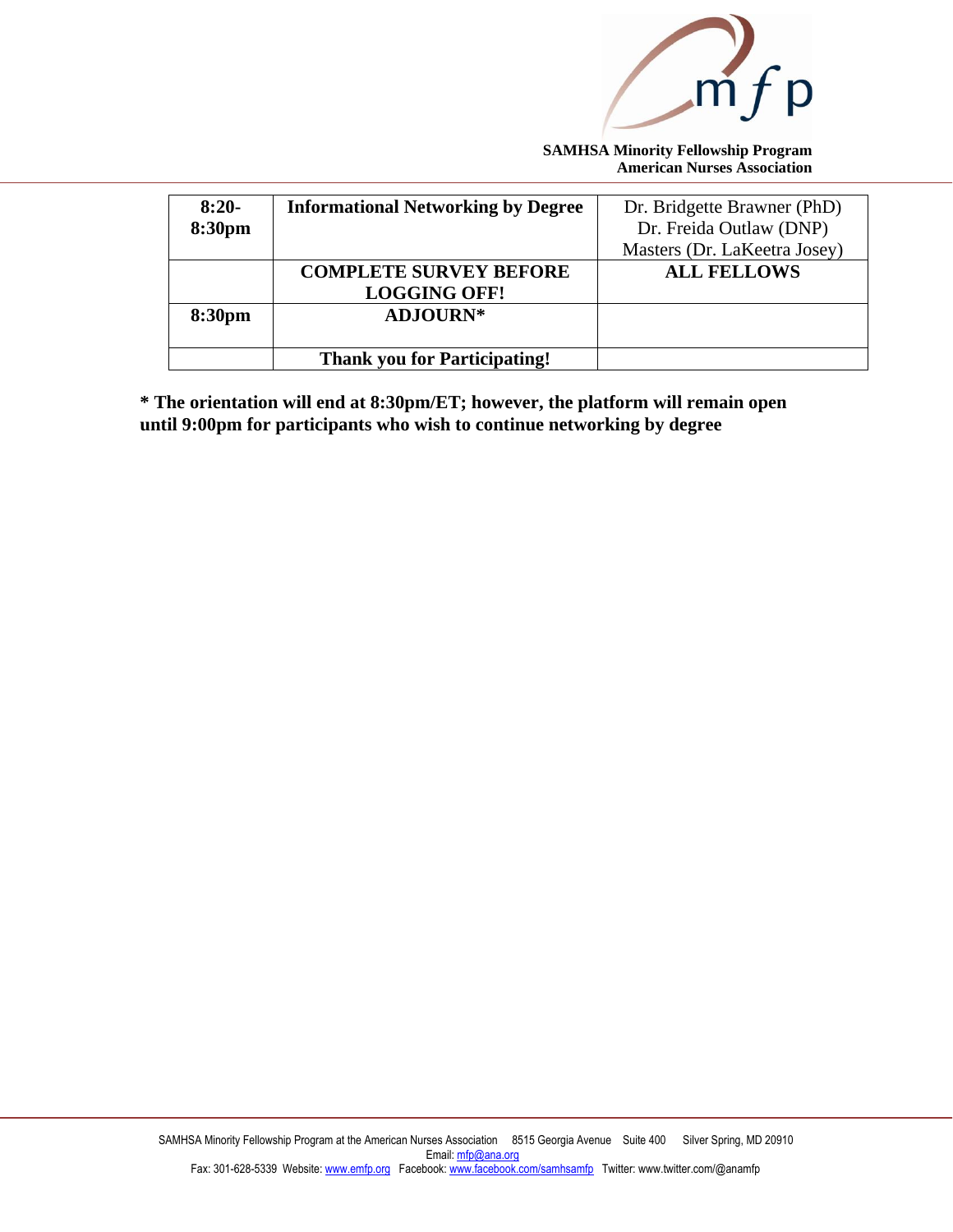| | | |
|---|---|---|
| **8:20-8:30pm** | **Informational Networking by Degree** | Dr. Bridgette Brawner (PhD)<br>Dr. Freida Outlaw (DNP)<br>Masters (Dr. LaKeetra Josey) |
| | **COMPLETE SURVEY BEFORE LOGGING OFF!** | **ALL FELLOWS** |
| **8:30pm** | **ADJOURN*** | |
| | **Thank you for Participating!** | |

**\* The orientation will end at 8:30pm/ET; however, the platform will remain open until 9:00pm for participants who wish to continue networking by degree**